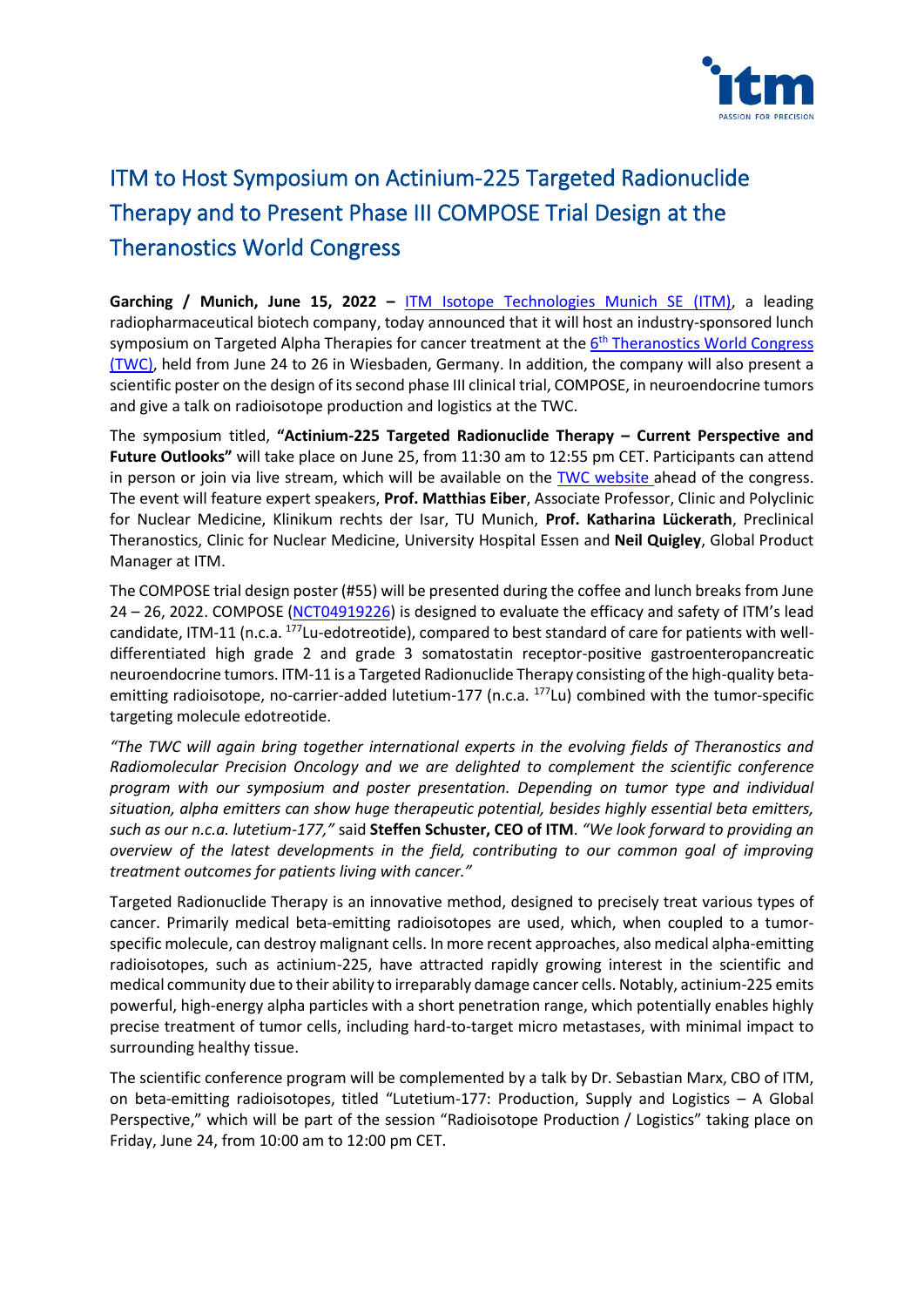# ITM to Host Symposium on Actinium-225 Targeted Radionuclide Therapy and to Present Phase III COMPOSE Trial Design at the Theranostics World Congress

**Garching / Munich, June 15, 2022 –** ITM Isotope Technologies Munich SE (ITM), a leading radiopharmaceutical biotech company, today announced that it will host an industry-sponsored lunch symposium on Targeted Alpha Therapies for cancer treatment at the 6th Theranostics World Congress (TWC), held from June 24 to 26 in Wiesbaden, Germany. In addition, the company will also present a scientific poster on the design of its second phase III clinical trial, COMPOSE, in neuroendocrine tumors and give a talk on radioisotope production and logistics at the TWC.

The symposium titled, **"Actinium-225 Targeted Radionuclide Therapy – Current Perspective and Future Outlooks"** will take place on June 25, from 11:30 am to 12:55 pm CET. Participants can attend in person or join via live stream, which will be available on the TWC website ahead of the congress. The event will feature expert speakers, **Prof. Matthias Eiber**, Associate Professor, Clinic and Polyclinic for Nuclear Medicine, Klinikum rechts der Isar, TU Munich, **Prof. Katharina Lückerath**, Preclinical Theranostics, Clinic for Nuclear Medicine, University Hospital Essen and **Neil Quigley**, Global Product Manager at ITM.

The COMPOSE trial design poster (#55) will be presented during the coffee and lunch breaks from June 24 – 26, 2022. COMPOSE (NCT04919226) is designed to evaluate the efficacy and safety of ITM's lead candidate, ITM-11 (n.c.a. $^{177}$Lu-edotreotide), compared to best standard of care for patients with well-differentiated high grade 2 and grade 3 somatostatin receptor-positive gastroenteropancreatic neuroendocrine tumors. ITM-11 is a Targeted Radionuclide Therapy consisting of the high-quality beta-emitting radioisotope, no-carrier-added lutetium-177 (n.c.a. $^{177}$Lu) combined with the tumor-specific targeting molecule edotreotide.

*"The TWC will again bring together international experts in the evolving fields of Theranostics and Radiomolecular Precision Oncology and we are delighted to complement the scientific conference program with our symposium and poster presentation. Depending on tumor type and individual situation, alpha emitters can show huge therapeutic potential, besides highly essential beta emitters, such as our n.c.a. lutetium-177,"* said **Steffen Schuster, CEO of ITM**. *"We look forward to providing an overview of the latest developments in the field, contributing to our common goal of improving treatment outcomes for patients living with cancer."*

Targeted Radionuclide Therapy is an innovative method, designed to precisely treat various types of cancer. Primarily medical beta-emitting radioisotopes are used, which, when coupled to a tumor-specific molecule, can destroy malignant cells. In more recent approaches, also medical alpha-emitting radioisotopes, such as actinium-225, have attracted rapidly growing interest in the scientific and medical community due to their ability to irreparably damage cancer cells. Notably, actinium-225 emits powerful, high-energy alpha particles with a short penetration range, which potentially enables highly precise treatment of tumor cells, including hard-to-target micro metastases, with minimal impact to surrounding healthy tissue.

The scientific conference program will be complemented by a talk by Dr. Sebastian Marx, CBO of ITM, on beta-emitting radioisotopes, titled "Lutetium-177: Production, Supply and Logistics – A Global Perspective," which will be part of the session "Radioisotope Production / Logistics" taking place on Friday, June 24, from 10:00 am to 12:00 pm CET.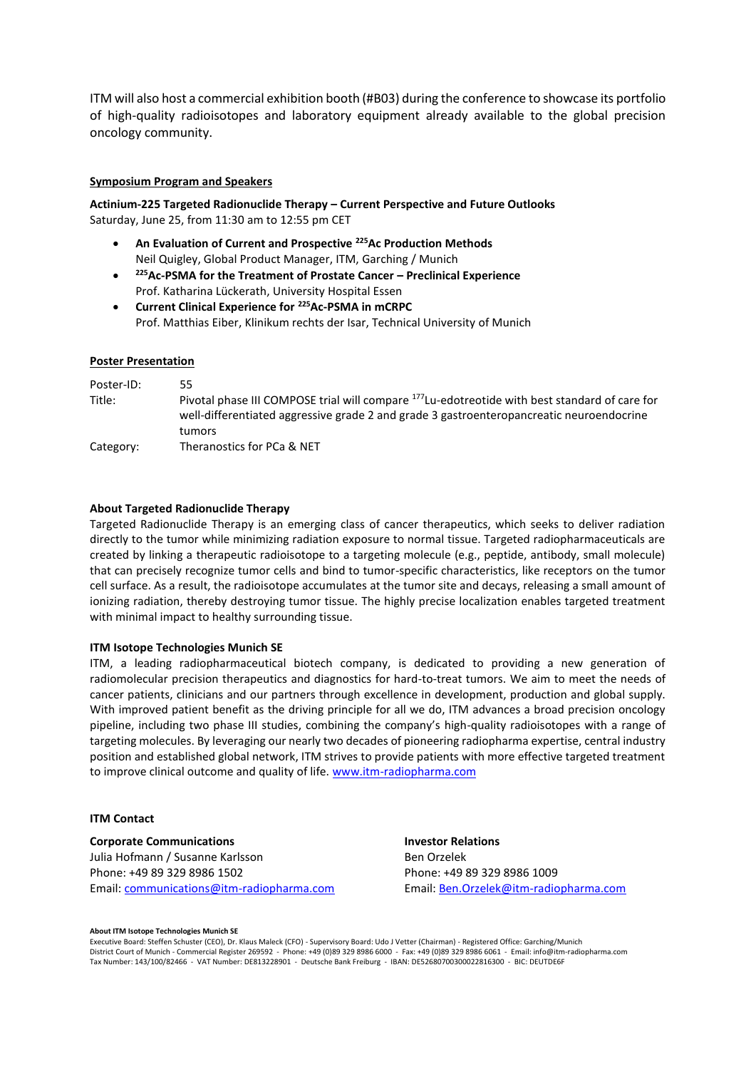ITM will also host a commercial exhibition booth (#B03) during the conference to showcase its portfolio of high-quality radioisotopes and laboratory equipment already available to the global precision oncology community.

**Symposium Program and Speakers**

**Actinium-225 Targeted Radionuclide Therapy – Current Perspective and Future Outlooks**
Saturday, June 25, from 11:30 am to 12:55 pm CET

- **An Evaluation of Current and Prospective $^{225}$Ac Production Methods**
  Neil Quigley, Global Product Manager, ITM, Garching / Munich
- **$^{225}$Ac-PSMA for the Treatment of Prostate Cancer – Preclinical Experience**
  Prof. Katharina Lückerath, University Hospital Essen
- **Current Clinical Experience for $^{225}$Ac-PSMA in mCRPC**
  Prof. Matthias Eiber, Klinikum rechts der Isar, Technical University of Munich

**Poster Presentation**

| | |
|---|---|
| Poster-ID: | 55 |
| Title: | Pivotal phase III COMPOSE trial will compare $^{177}$Lu-edotreotide with best standard of care for well-differentiated aggressive grade 2 and grade 3 gastroenteropancreatic neuroendocrine tumors |
| Category: | Theranostics for PCa & NET |

**About Targeted Radionuclide Therapy**

Targeted Radionuclide Therapy is an emerging class of cancer therapeutics, which seeks to deliver radiation directly to the tumor while minimizing radiation exposure to normal tissue. Targeted radiopharmaceuticals are created by linking a therapeutic radioisotope to a targeting molecule (e.g., peptide, antibody, small molecule) that can precisely recognize tumor cells and bind to tumor-specific characteristics, like receptors on the tumor cell surface. As a result, the radioisotope accumulates at the tumor site and decays, releasing a small amount of ionizing radiation, thereby destroying tumor tissue. The highly precise localization enables targeted treatment with minimal impact to healthy surrounding tissue.

**ITM Isotope Technologies Munich SE**

ITM, a leading radiopharmaceutical biotech company, is dedicated to providing a new generation of radiomolecular precision therapeutics and diagnostics for hard-to-treat tumors. We aim to meet the needs of cancer patients, clinicians and our partners through excellence in development, production and global supply. With improved patient benefit as the driving principle for all we do, ITM advances a broad precision oncology pipeline, including two phase III studies, combining the company's high-quality radioisotopes with a range of targeting molecules. By leveraging our nearly two decades of pioneering radiopharma expertise, central industry position and established global network, ITM strives to provide patients with more effective targeted treatment to improve clinical outcome and quality of life. www.itm-radiopharma.com

**ITM Contact**

**Corporate Communications**
Julia Hofmann / Susanne Karlsson
Phone: +49 89 329 8986 1502
Email: communications@itm-radiopharma.com

**Investor Relations**
Ben Orzelek
Phone: +49 89 329 8986 1009
Email: Ben.Orzelek@itm-radiopharma.com

**About ITM Isotope Technologies Munich SE**
Executive Board: Steffen Schuster (CEO), Dr. Klaus Maleck (CFO) - Supervisory Board: Udo J Vetter (Chairman) - Registered Office: Garching/Munich
District Court of Munich - Commercial Register 269592 - Phone: +49 (0)89 329 8986 6000 - Fax: +49 (0)89 329 8986 6061 - Email: info@itm-radiopharma.com
Tax Number: 143/100/82466 - VAT Number: DE813228901 - Deutsche Bank Freiburg - IBAN: DE52680700300022816300 - BIC: DEUTDE6F